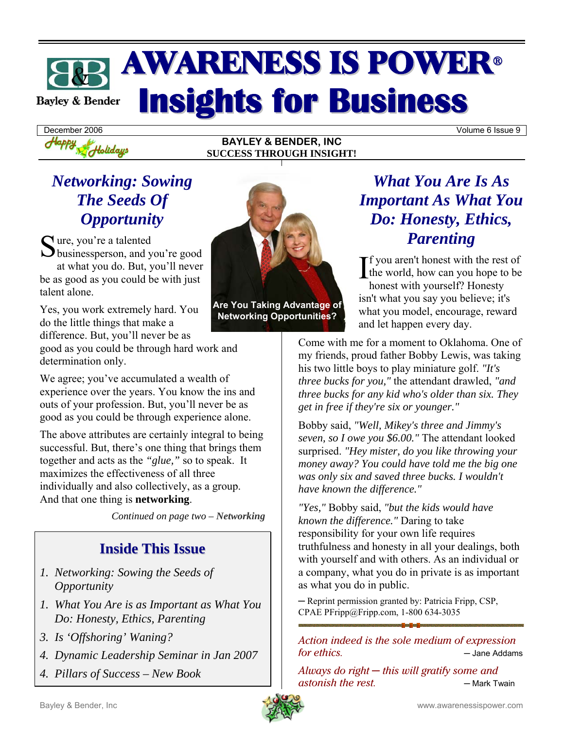# AWARENESS IS POWER® Insights for Business

Bayley & Bender

December 2006 | Volume 6 Issue 9

Happy Holidays

**BAYLEY & BENDER, INC**
**SUCCESS THROUGH INSIGHT!**

## *Networking: Sowing The Seeds Of Opportunity*

Sure, you're a talented businessperson, and you're good at what you do. But, you'll never be as good as you could be with just talent alone.

Yes, you work extremely hard. You do the little things that make a difference. But, you'll never be as good as you could be through hard work and determination only.

We agree; you've accumulated a wealth of experience over the years. You know the ins and outs of your profession. But, you'll never be as good as you could be through experience alone.

The above attributes are certainly integral to being successful. But, there's one thing that brings them together and acts as the *"glue,"* so to speak. It maximizes the effectiveness of all three individually and also collectively, as a group. And that one thing is **networking**.

*Continued on page two – **Networking***

**Are You Taking Advantage of Networking Opportunities?**

## Inside This Issue

1. *Networking: Sowing the Seeds of Opportunity*
1. *What You Are is as Important as What You Do: Honesty, Ethics, Parenting*
3. *Is 'Offshoring' Waning?*
4. *Dynamic Leadership Seminar in Jan 2007*
4. *Pillars of Success – New Book*

## *What You Are Is As Important As What You Do: Honesty, Ethics, Parenting*

If you aren't honest with the rest of the world, how can you hope to be honest with yourself? Honesty isn't what you say you believe; it's what you model, encourage, reward and let happen every day.

Come with me for a moment to Oklahoma. One of my friends, proud father Bobby Lewis, was taking his two little boys to play miniature golf. *"It's three bucks for you,"* the attendant drawled, *"and three bucks for any kid who's older than six. They get in free if they're six or younger."*

Bobby said, *"Well, Mikey's three and Jimmy's seven, so I owe you $6.00."* The attendant looked surprised. *"Hey mister, do you like throwing your money away? You could have told me the big one was only six and saved three bucks. I wouldn't have known the difference."*

*"Yes,"* Bobby said, *"but the kids would have known the difference."* Daring to take responsibility for your own life requires truthfulness and honesty in all your dealings, both with yourself and with others. As an individual or a company, what you do in private is as important as what you do in public.

— Reprint permission granted by: Patricia Fripp, CSP, CPAE PFripp@Fripp.com, 1-800 634-3035

*Action indeed is the sole medium of expression for ethics.* — Jane Addams

*Always do right — this will gratify some and astonish the rest.* — Mark Twain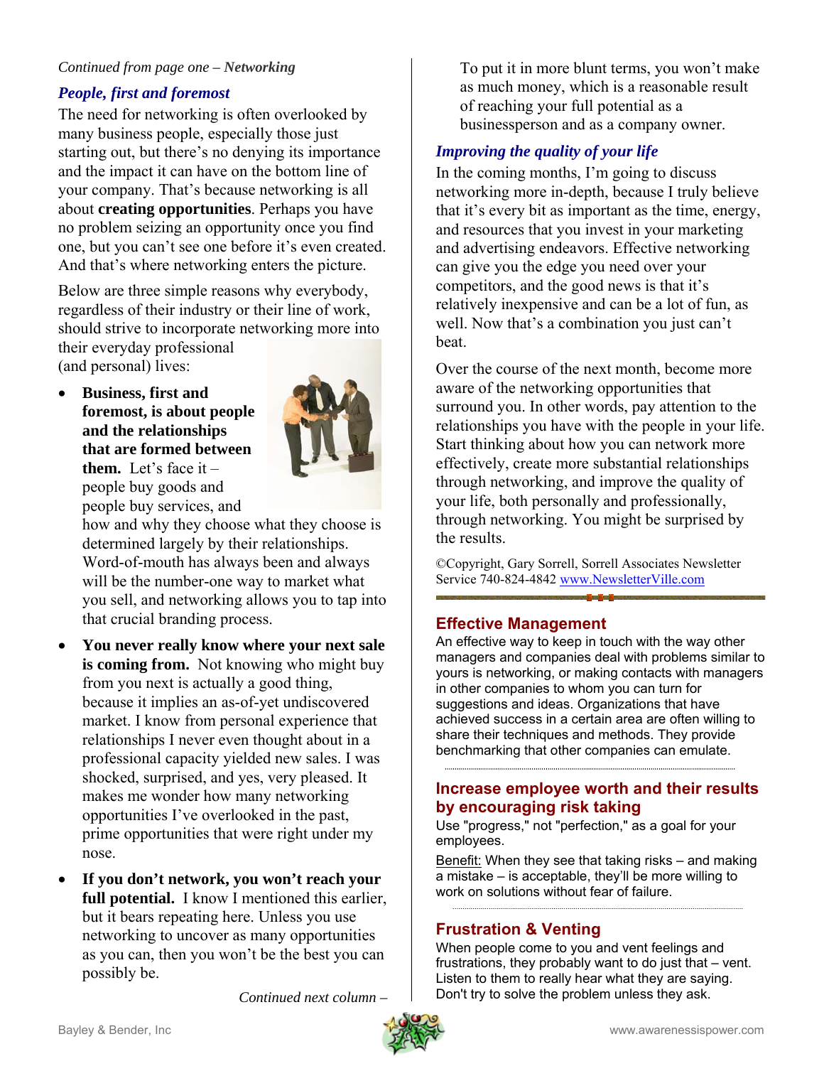*Continued from page one – **Networking***

## *People, first and foremost*

The need for networking is often overlooked by many business people, especially those just starting out, but there's no denying its importance and the impact it can have on the bottom line of your company. That's because networking is all about **creating opportunities**. Perhaps you have no problem seizing an opportunity once you find one, but you can't see one before it's even created. And that's where networking enters the picture.

Below are three simple reasons why everybody, regardless of their industry or their line of work, should strive to incorporate networking more into their everyday professional (and personal) lives:

- **Business, first and foremost, is about people and the relationships that are formed between them.** Let's face it – people buy goods and people buy services, and how and why they choose what they choose is determined largely by their relationships. Word-of-mouth has always been and always will be the number-one way to market what you sell, and networking allows you to tap into that crucial branding process.
- **You never really know where your next sale is coming from.** Not knowing who might buy from you next is actually a good thing, because it implies an as-of-yet undiscovered market. I know from personal experience that relationships I never even thought about in a professional capacity yielded new sales. I was shocked, surprised, and yes, very pleased. It makes me wonder how many networking opportunities I've overlooked in the past, prime opportunities that were right under my nose.
- **If you don't network, you won't reach your full potential.** I know I mentioned this earlier, but it bears repeating here. Unless you use networking to uncover as many opportunities as you can, then you won't be the best you can possibly be.

  To put it in more blunt terms, you won't make as much money, which is a reasonable result of reaching your full potential as a businessperson and as a company owner.

## *Improving the quality of your life*

In the coming months, I'm going to discuss networking more in-depth, because I truly believe that it's every bit as important as the time, energy, and resources that you invest in your marketing and advertising endeavors. Effective networking can give you the edge you need over your competitors, and the good news is that it's relatively inexpensive and can be a lot of fun, as well. Now that's a combination you just can't beat.

Over the course of the next month, become more aware of the networking opportunities that surround you. In other words, pay attention to the relationships you have with the people in your life. Start thinking about how you can network more effectively, create more substantial relationships through networking, and improve the quality of your life, both personally and professionally, through networking. You might be surprised by the results.

©Copyright, Gary Sorrell, Sorrell Associates Newsletter Service 740-824-4842 www.NewsletterVille.com

## Effective Management

An effective way to keep in touch with the way other managers and companies deal with problems similar to yours is networking, or making contacts with managers in other companies to whom you can turn for suggestions and ideas. Organizations that have achieved success in a certain area are often willing to share their techniques and methods. They provide benchmarking that other companies can emulate.

## Increase employee worth and their results by encouraging risk taking

Use "progress," not "perfection," as a goal for your employees.

Benefit: When they see that taking risks – and making a mistake – is acceptable, they'll be more willing to work on solutions without fear of failure.

## Frustration & Venting

When people come to you and vent feelings and frustrations, they probably want to do just that – vent. Listen to them to really hear what they are saying. Don't try to solve the problem unless they ask.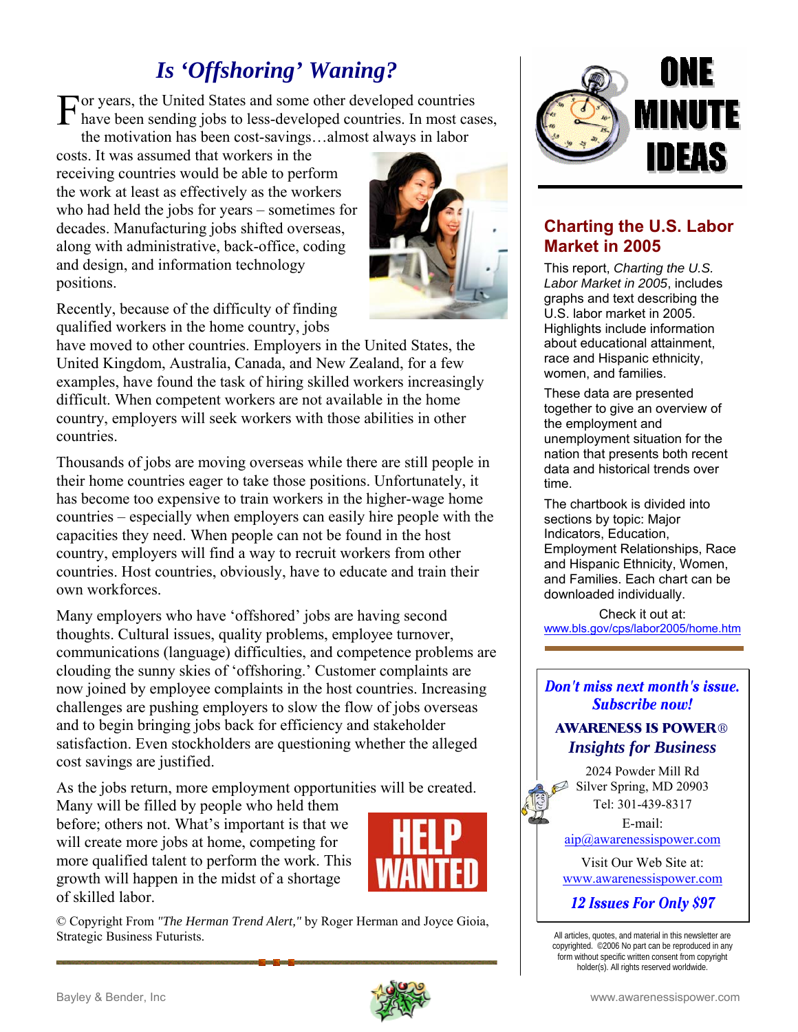# *Is 'Offshoring' Waning?*

For years, the United States and some other developed countries have been sending jobs to less-developed countries. In most cases, the motivation has been cost-savings…almost always in labor costs. It was assumed that workers in the receiving countries would be able to perform the work at least as effectively as the workers who had held the jobs for years – sometimes for decades. Manufacturing jobs shifted overseas, along with administrative, back-office, coding and design, and information technology positions.

Recently, because of the difficulty of finding qualified workers in the home country, jobs have moved to other countries. Employers in the United States, the United Kingdom, Australia, Canada, and New Zealand, for a few examples, have found the task of hiring skilled workers increasingly difficult. When competent workers are not available in the home country, employers will seek workers with those abilities in other countries.

Thousands of jobs are moving overseas while there are still people in their home countries eager to take those positions. Unfortunately, it has become too expensive to train workers in the higher-wage home countries – especially when employers can easily hire people with the capacities they need. When people can not be found in the host country, employers will find a way to recruit workers from other countries. Host countries, obviously, have to educate and train their own workforces.

Many employers who have 'offshored' jobs are having second thoughts. Cultural issues, quality problems, employee turnover, communications (language) difficulties, and competence problems are clouding the sunny skies of 'offshoring.' Customer complaints are now joined by employee complaints in the host countries. Increasing challenges are pushing employers to slow the flow of jobs overseas and to begin bringing jobs back for efficiency and stakeholder satisfaction. Even stockholders are questioning whether the alleged cost savings are justified.

As the jobs return, more employment opportunities will be created. Many will be filled by people who held them before; others not. What's important is that we will create more jobs at home, competing for more qualified talent to perform the work. This growth will happen in the midst of a shortage of skilled labor.

© Copyright From *"The Herman Trend Alert,"* by Roger Herman and Joyce Gioia, Strategic Business Futurists.

# ONE MINUTE IDEAS

## Charting the U.S. Labor Market in 2005

This report, *Charting the U.S. Labor Market in 2005*, includes graphs and text describing the U.S. labor market in 2005. Highlights include information about educational attainment, race and Hispanic ethnicity, women, and families.

These data are presented together to give an overview of the employment and unemployment situation for the nation that presents both recent data and historical trends over time.

The chartbook is divided into sections by topic: Major Indicators, Education, Employment Relationships, Race and Hispanic Ethnicity, Women, and Families. Each chart can be downloaded individually.

Check it out at:
www.bls.gov/cps/labor2005/home.htm

***Don't miss next month's issue. Subscribe now!***

**AWARENESS IS POWER®**
***Insights for Business***

2024 Powder Mill Rd
Silver Spring, MD 20903
Tel: 301-439-8317
E-mail:
aip@awarenessispower.com

Visit Our Web Site at:
www.awarenessispower.com

***12 Issues For Only $97***

All articles, quotes, and material in this newsletter are copyrighted. ©2006 No part can be reproduced in any form without specific written consent from copyright holder(s). All rights reserved worldwide.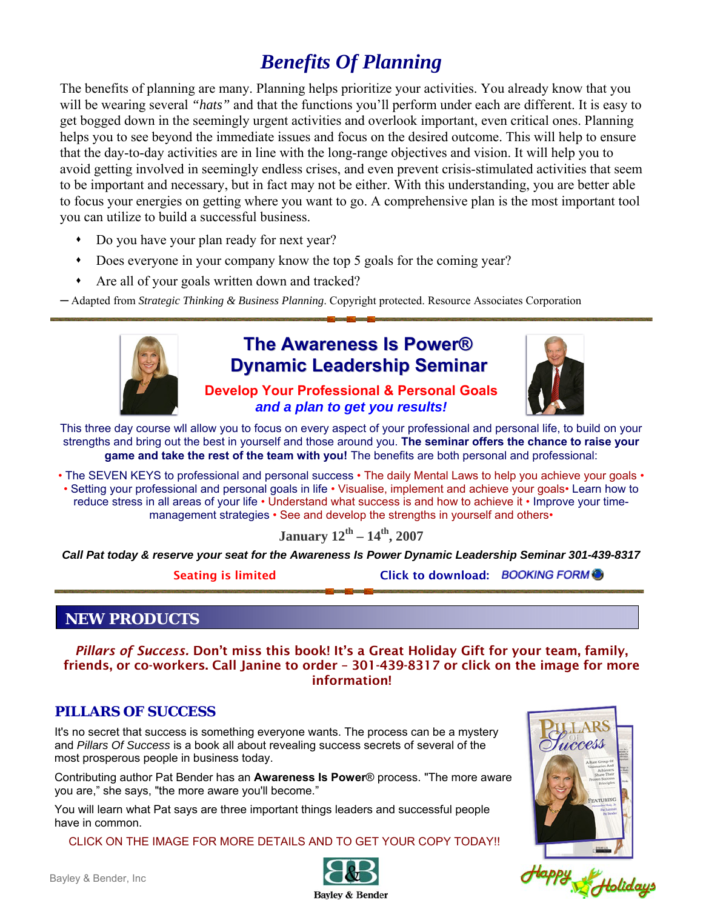# *Benefits Of Planning*

The benefits of planning are many. Planning helps prioritize your activities. You already know that you will be wearing several *"hats"* and that the functions you'll perform under each are different. It is easy to get bogged down in the seemingly urgent activities and overlook important, even critical ones. Planning helps you to see beyond the immediate issues and focus on the desired outcome. This will help to ensure that the day-to-day activities are in line with the long-range objectives and vision. It will help you to avoid getting involved in seemingly endless crises, and even prevent crisis-stimulated activities that seem to be important and necessary, but in fact may not be either. With this understanding, you are better able to focus your energies on getting where you want to go. A comprehensive plan is the most important tool you can utilize to build a successful business.

- Do you have your plan ready for next year?
- Does everyone in your company know the top 5 goals for the coming year?
- Are all of your goals written down and tracked?

— Adapted from *Strategic Thinking & Business Planning*. Copyright protected. Resource Associates Corporation

## The Awareness Is Power® Dynamic Leadership Seminar

**Develop Your Professional & Personal Goals**
***and a plan to get you results!***

This three day course wll allow you to focus on every aspect of your professional and personal life, to build on your strengths and bring out the best in yourself and those around you. **The seminar offers the chance to raise your game and take the rest of the team with you!** The benefits are both personal and professional:

• The SEVEN KEYS to professional and personal success • The daily Mental Laws to help you achieve your goals • • Setting your professional and personal goals in life • Visualise, implement and achieve your goals• Learn how to reduce stress in all areas of your life • Understand what success is and how to achieve it • Improve your time-management strategies • See and develop the strengths in yourself and others•

**January 12th – 14th, 2007**

***Call Pat today & reserve your seat for the Awareness Is Power Dynamic Leadership Seminar 301-439-8317***

Seating is limited     Click to download: BOOKING FORM

## NEW PRODUCTS

***Pillars of Success.*** **Don't miss this book! It's a Great Holiday Gift for your team, family, friends, or co-workers. Call Janine to order – 301-439-8317 or click on the image for more information!**

### PILLARS OF SUCCESS

It's no secret that success is something everyone wants. The process can be a mystery and *Pillars Of Success* is a book all about revealing success secrets of several of the most prosperous people in business today.

Contributing author Pat Bender has an **Awareness Is Power**® process. "The more aware you are," she says, "the more aware you'll become."

You will learn what Pat says are three important things leaders and successful people have in common.

CLICK ON THE IMAGE FOR MORE DETAILS AND TO GET YOUR COPY TODAY!!

Bayley & Bender, Inc

Bayley & Bender

Happy Holidays